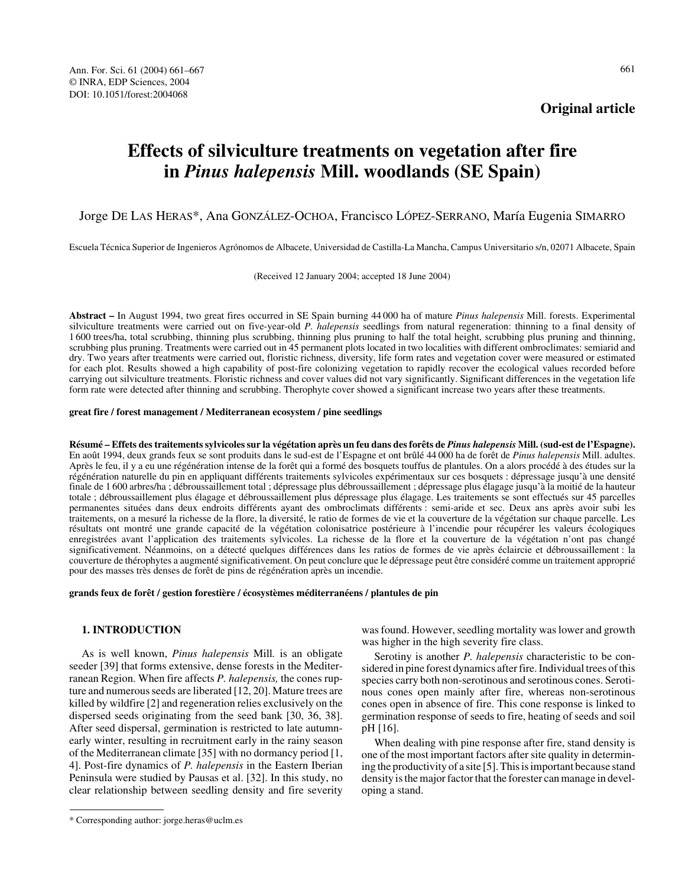**Original article**

# Effects of silviculture treatments on vegetation after fire in *Pinus halepensis* Mill. woodlands (SE Spain)

Jorge DE LAS HERAS*, Ana GONZÁLEZ-OCHOA, Francisco LÓPEZ-SERRANO, María Eugenia SIMARRO

Escuela Técnica Superior de Ingenieros Agrónomos de Albacete, Universidad de Castilla-La Mancha, Campus Universitario s/n, 02071 Albacete, Spain

(Received 12 January 2004; accepted 18 June 2004)

**Abstract –** In August 1994, two great fires occurred in SE Spain burning 44 000 ha of mature *Pinus halepensis* Mill. forests. Experimental silviculture treatments were carried out on five-year-old *P. halepensis* seedlings from natural regeneration: thinning to a final density of 1 600 trees/ha, total scrubbing, thinning plus scrubbing, thinning plus pruning to half the total height, scrubbing plus pruning and thinning, scrubbing plus pruning. Treatments were carried out in 45 permanent plots located in two localities with different ombroclimates: semiarid and dry. Two years after treatments were carried out, floristic richness, diversity, life form rates and vegetation cover were measured or estimated for each plot. Results showed a high capability of post-fire colonizing vegetation to rapidly recover the ecological values recorded before carrying out silviculture treatments. Floristic richness and cover values did not vary significantly. Significant differences in the vegetation life form rate were detected after thinning and scrubbing. Therophyte cover showed a significant increase two years after these treatments.

**great fire / forest management / Mediterranean ecosystem / pine seedlings**

**Résumé – Effets des traitements sylvicoles sur la végétation après un feu dans des forêts de *Pinus halepensis* Mill. (sud-est de l'Espagne).** En août 1994, deux grands feux se sont produits dans le sud-est de l'Espagne et ont brûlé 44 000 ha de forêt de *Pinus halepensis* Mill. adultes. Après le feu, il y a eu une régénération intense de la forêt qui a formé des bosquets touffus de plantules. On a alors procédé à des études sur la régénération naturelle du pin en appliquant différents traitements sylvicoles expérimentaux sur ces bosquets : dépressage jusqu'à une densité finale de 1 600 arbres/ha ; débroussaillement total ; dépressage plus débroussaillement ; dépressage plus élagage jusqu'à la moitié de la hauteur totale ; débroussaillement plus élagage et débroussaillement plus dépressage plus élagage. Les traitements se sont effectués sur 45 parcelles permanentes situées dans deux endroits différents ayant des ombroclimats différents : semi-aride et sec. Deux ans après avoir subi les traitements, on a mesuré la richesse de la flore, la diversité, le ratio de formes de vie et la couverture de la végétation sur chaque parcelle. Les résultats ont montré une grande capacité de la végétation colonisatrice postérieure à l'incendie pour récupérer les valeurs écologiques enregistrées avant l'application des traitements sylvicoles. La richesse de la flore et la couverture de la végétation n'ont pas changé significativement. Néanmoins, on a détecté quelques différences dans les ratios de formes de vie après éclaircie et débroussaillement : la couverture de thérophytes a augmenté significativement. On peut conclure que le dépressage peut être considéré comme un traitement approprié pour des masses très denses de forêt de pins de régénération après un incendie.

**grands feux de forêt / gestion forestière / écosystèmes méditerranéens / plantules de pin**

## 1. INTRODUCTION

As is well known, *Pinus halepensis* Mill. is an obligate seeder [39] that forms extensive, dense forests in the Mediterranean Region. When fire affects *P. halepensis,* the cones rupture and numerous seeds are liberated [12, 20]. Mature trees are killed by wildfire [2] and regeneration relies exclusively on the dispersed seeds originating from the seed bank [30, 36, 38]. After seed dispersal, germination is restricted to late autumn-early winter, resulting in recruitment early in the rainy season of the Mediterranean climate [35] with no dormancy period [1, 4]. Post-fire dynamics of *P. halepensis* in the Eastern Iberian Peninsula were studied by Pausas et al. [32]. In this study, no clear relationship between seedling density and fire severity was found. However, seedling mortality was lower and growth was higher in the high severity fire class.

Serotiny is another *P. halepensis* characteristic to be considered in pine forest dynamics after fire. Individual trees of this species carry both non-serotinous and serotinous cones. Serotinous cones open mainly after fire, whereas non-serotinous cones open in absence of fire. This cone response is linked to germination response of seeds to fire, heating of seeds and soil pH [16].

When dealing with pine response after fire, stand density is one of the most important factors after site quality in determining the productivity of a site [5]. This is important because stand density is the major factor that the forester can manage in developing a stand.

\* Corresponding author: jorge.heras@uclm.es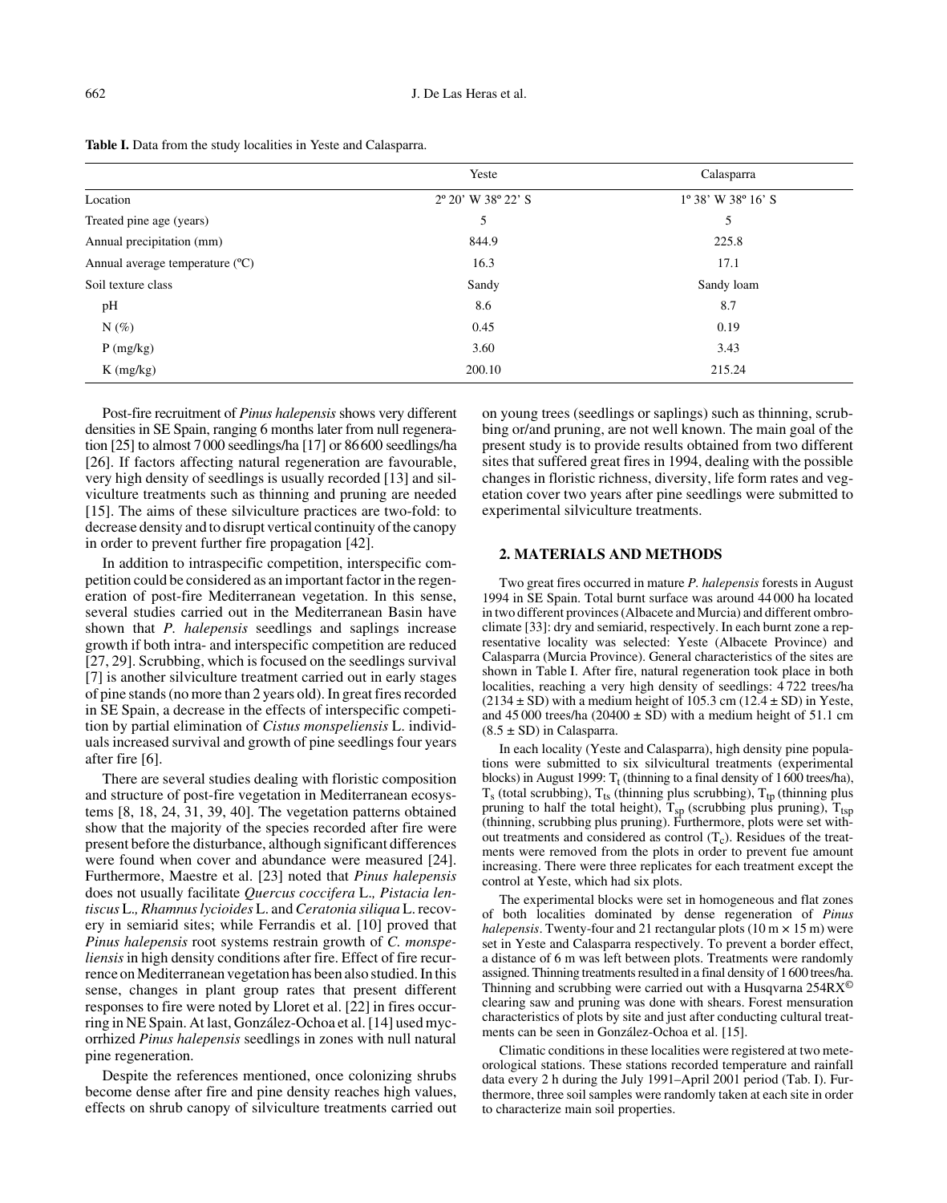**Table I.** Data from the study localities in Yeste and Calasparra.

| | Yeste | Calasparra |
|---|---|---|
| Location | 2º 20' W 38º 22' S | 1º 38' W 38º 16' S |
| Treated pine age (years) | 5 | 5 |
| Annual precipitation (mm) | 844.9 | 225.8 |
| Annual average temperature (ºC) | 16.3 | 17.1 |
| Soil texture class | Sandy | Sandy loam |
| pH | 8.6 | 8.7 |
| N (%) | 0.45 | 0.19 |
| P (mg/kg) | 3.60 | 3.43 |
| K (mg/kg) | 200.10 | 215.24 |

Post-fire recruitment of *Pinus halepensis* shows very different densities in SE Spain, ranging 6 months later from null regeneration [25] to almost 7 000 seedlings/ha [17] or 86 600 seedlings/ha [26]. If factors affecting natural regeneration are favourable, very high density of seedlings is usually recorded [13] and silviculture treatments such as thinning and pruning are needed [15]. The aims of these silviculture practices are two-fold: to decrease density and to disrupt vertical continuity of the canopy in order to prevent further fire propagation [42].

In addition to intraspecific competition, interspecific competition could be considered as an important factor in the regeneration of post-fire Mediterranean vegetation. In this sense, several studies carried out in the Mediterranean Basin have shown that *P. halepensis* seedlings and saplings increase growth if both intra- and interspecific competition are reduced [27, 29]. Scrubbing, which is focused on the seedlings survival [7] is another silviculture treatment carried out in early stages of pine stands (no more than 2 years old). In great fires recorded in SE Spain, a decrease in the effects of interspecific competition by partial elimination of *Cistus monspeliensis* L. individuals increased survival and growth of pine seedlings four years after fire [6].

There are several studies dealing with floristic composition and structure of post-fire vegetation in Mediterranean ecosystems [8, 18, 24, 31, 39, 40]. The vegetation patterns obtained show that the majority of the species recorded after fire were present before the disturbance, although significant differences were found when cover and abundance were measured [24]. Furthermore, Maestre et al. [23] noted that *Pinus halepensis* does not usually facilitate *Quercus coccifera* L.*, Pistacia lentiscus* L.*, Rhamnus lycioides* L. and *Ceratonia siliqua* L. recovery in semiarid sites; while Ferrandis et al. [10] proved that *Pinus halepensis* root systems restrain growth of *C. monspeliensis* in high density conditions after fire. Effect of fire recurrence on Mediterranean vegetation has been also studied. In this sense, changes in plant group rates that present different responses to fire were noted by Lloret et al. [22] in fires occurring in NE Spain. At last, González-Ochoa et al. [14] used mycorrhized *Pinus halepensis* seedlings in zones with null natural pine regeneration.

Despite the references mentioned, once colonizing shrubs become dense after fire and pine density reaches high values, effects on shrub canopy of silviculture treatments carried out on young trees (seedlings or saplings) such as thinning, scrubbing or/and pruning, are not well known. The main goal of the present study is to provide results obtained from two different sites that suffered great fires in 1994, dealing with the possible changes in floristic richness, diversity, life form rates and vegetation cover two years after pine seedlings were submitted to experimental silviculture treatments.

## 2. MATERIALS AND METHODS

Two great fires occurred in mature *P. halepensis* forests in August 1994 in SE Spain. Total burnt surface was around 44 000 ha located in two different provinces (Albacete and Murcia) and different ombroclimate [33]: dry and semiarid, respectively. In each burnt zone a representative locality was selected: Yeste (Albacete Province) and Calasparra (Murcia Province). General characteristics of the sites are shown in Table I. After fire, natural regeneration took place in both localities, reaching a very high density of seedlings: 4 722 trees/ha (2134 ± SD) with a medium height of 105.3 cm (12.4 ± SD) in Yeste, and 45 000 trees/ha (20400 ± SD) with a medium height of 51.1 cm (8.5 ± SD) in Calasparra.

In each locality (Yeste and Calasparra), high density pine populations were submitted to six silvicultural treatments (experimental blocks) in August 1999: $T_t$ (thinning to a final density of 1 600 trees/ha), $T_s$ (total scrubbing), $T_{ts}$ (thinning plus scrubbing), $T_{tp}$ (thinning plus pruning to half the total height), $T_{sp}$ (scrubbing plus pruning), $T_{tsp}$ (thinning, scrubbing plus pruning). Furthermore, plots were set without treatments and considered as control ($T_c$). Residues of the treatments were removed from the plots in order to prevent fue amount increasing. There were three replicates for each treatment except the control at Yeste, which had six plots.

The experimental blocks were set in homogeneous and flat zones of both localities dominated by dense regeneration of *Pinus halepensis*. Twenty-four and 21 rectangular plots (10 m × 15 m) were set in Yeste and Calasparra respectively. To prevent a border effect, a distance of 6 m was left between plots. Treatments were randomly assigned. Thinning treatments resulted in a final density of 1 600 trees/ha. Thinning and scrubbing were carried out with a Husqvarna 254RX© clearing saw and pruning was done with shears. Forest mensuration characteristics of plots by site and just after conducting cultural treatments can be seen in González-Ochoa et al. [15].

Climatic conditions in these localities were registered at two meteorological stations. These stations recorded temperature and rainfall data every 2 h during the July 1991–April 2001 period (Tab. I). Furthermore, three soil samples were randomly taken at each site in order to characterize main soil properties.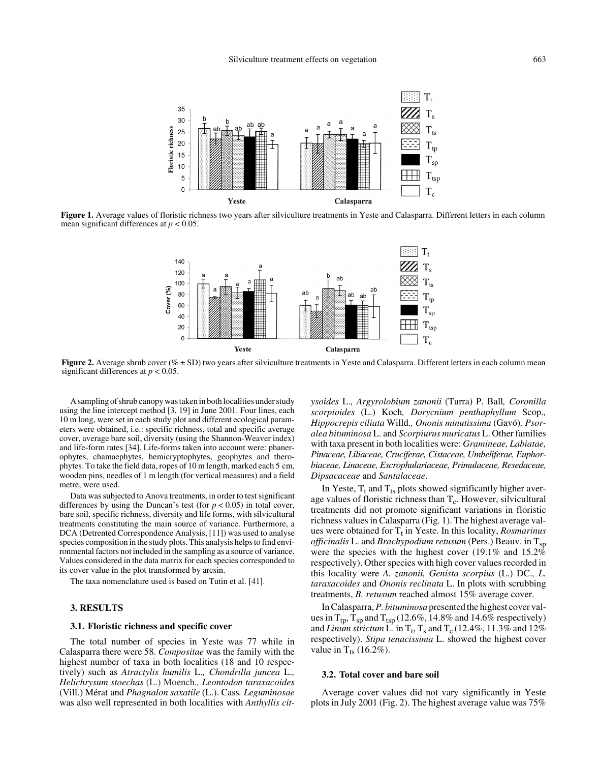Figure 1. Average values of floristic richness two years after silviculture treatments in Yeste and Calasparra. Different letters in each column mean significant differences at $p < 0.05$.

Figure 2. Average shrub cover (% ± SD) two years after silviculture treatments in Yeste and Calasparra. Different letters in each column mean significant differences at $p < 0.05$.

A sampling of shrub canopy was taken in both localities under study using the line intercept method [3, 19] in June 2001. Four lines, each 10 m long, were set in each study plot and different ecological parameters were obtained, i.e.: specific richness, total and specific average cover, average bare soil, diversity (using the Shannon-Weaver index) and life-form rates [34]. Life-forms taken into account were: phanerophytes, chamaephytes, hemicryptophytes, geophytes and therophytes. To take the field data, ropes of 10 m length, marked each 5 cm, wooden pins, needles of 1 m length (for vertical measures) and a field metre, were used.

Data was subjected to Anova treatments, in order to test significant differences by using the Duncan's test (for $p < 0.05$) in total cover, bare soil, specific richness, diversity and life forms, with silvicultural treatments constituting the main source of variance. Furthermore, a DCA (Detrented Correspondence Analysis, [11]) was used to analyse species composition in the study plots. This analysis helps to find environmental factors not included in the sampling as a source of variance. Values considered in the data matrix for each species corresponded to its cover value in the plot transformed by arcsin.

The taxa nomenclature used is based on Tutin et al. [41].

## 3. RESULTS

### 3.1. Floristic richness and specific cover

The total number of species in Yeste was 77 while in Calasparra there were 58. *Compositae* was the family with the highest number of taxa in both localities (18 and 10 respectively) such as *Atractylis humilis* L.*, Chondrilla juncea* L.*, Helichrysum stoechas* (L.) Moench.*, Leontodon taraxacoides* (Vill.) Mérat and *Phagnalon saxatile* (L.). Cass*. Leguminosae* was also well represented in both localities with *Anthyllis cytysoides* L.*, Argyrolobium zanonii* (Turra) P. Ball*, Coronilla scorpioides* (L.) Koch*, Dorycnium penthaphyllum* Scop.*, Hippocrepis ciliata* Willd.*, Ononis minutissima* (Gavó)*, Psoralea bituminosa* L. and *Scorpiurus muricatus* L. Other families with taxa present in both localities were: *Gramineae, Labiatae, Pinaceae, Liliaceae, Cruciferae, Cistaceae, Umbeliferae, Euphorbiaceae, Linaceae, Escrophulariaceae, Primulaceae, Resedaceae, Dipsacaceae* and *Santalaceae*.

In Yeste, $T_t$ and $T_{ts}$ plots showed significantly higher average values of floristic richness than $T_c$. However, silvicultural treatments did not promote significant variations in floristic richness values in Calasparra (Fig. 1). The highest average values were obtained for $T_t$ in Yeste. In this locality, *Rosmarinus officinalis* L. and *Brachypodium retusum* (Pers.) Beauv. in $T_{sp}$ were the species with the highest cover (19.1% and 15.2% respectively). Other species with high cover values recorded in this locality were *A. zanonii, Genista scorpius* (L.) DC.*, L. taraxacoides* and *Ononis reclinata* L. In plots with scrubbing treatments, *B. retusum* reached almost 15% average cover.

In Calasparra, *P. bituminosa* presented the highest cover values in $T_{tp}$, $T_{sp}$ and $T_{tsp}$ (12.6%, 14.8% and 14.6% respectively) and *Linum strictum* L. in $T_t$, $T_s$ and $T_c$ (12.4%, 11.3% and 12% respectively). *Stipa tenacissima* L. showed the highest cover value in $T_{ts}$ (16.2%).

### 3.2. Total cover and bare soil

Average cover values did not vary significantly in Yeste plots in July 2001 (Fig. 2). The highest average value was 75%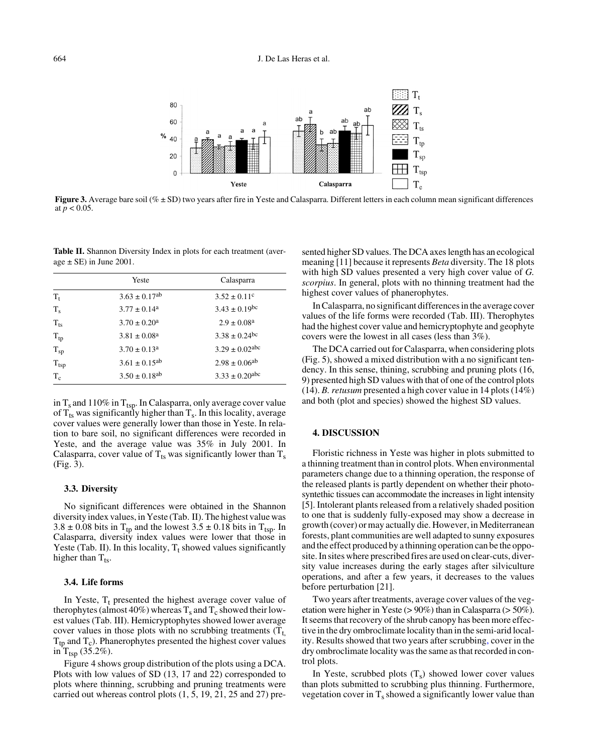**Figure 3.** Average bare soil (% ± SD) two years after fire in Yeste and Calasparra. Different letters in each column mean significant differences at $p < 0.05$.

**Table II.** Shannon Diversity Index in plots for each treatment (average ± SE) in June 2001.

| | Yeste | Calasparra |
|---|---|---|
| $T_t$ | $3.63 \pm 0.17^{ab}$ | $3.52 \pm 0.11^{c}$ |
| $T_s$ | $3.77 \pm 0.14^{a}$ | $3.43 \pm 0.19^{bc}$ |
| $T_{ts}$ | $3.70 \pm 0.20^{a}$ | $2.9 \pm 0.08^{a}$ |
| $T_{tp}$ | $3.81 \pm 0.08^{a}$ | $3.38 \pm 0.24^{bc}$ |
| $T_{sp}$ | $3.70 \pm 0.13^{a}$ | $3.29 \pm 0.02^{abc}$ |
| $T_{tsp}$ | $3.61 \pm 0.15^{ab}$ | $2.98 \pm 0.06^{ab}$ |
| $T_c$ | $3.50 \pm 0.18^{ab}$ | $3.33 \pm 0.20^{abc}$ |

in $T_s$ and 110% in $T_{tsp}$. In Calasparra, only average cover value of $T_{ts}$ was significantly higher than $T_s$. In this locality, average cover values were generally lower than those in Yeste. In relation to bare soil, no significant differences were recorded in Yeste, and the average value was 35% in July 2001. In Calasparra, cover value of $T_{ts}$ was significantly lower than $T_s$ (Fig. 3).

### 3.3. Diversity

No significant differences were obtained in the Shannon diversity index values, in Yeste (Tab. II). The highest value was $3.8 \pm 0.08$ bits in $T_{tp}$ and the lowest $3.5 \pm 0.18$ bits in $T_{tsp}$. In Calasparra, diversity index values were lower that those in Yeste (Tab. II). In this locality, $T_t$ showed values significantly higher than $T_{ts}$.

### 3.4. Life forms

In Yeste, $T_t$ presented the highest average cover value of therophytes (almost 40%) whereas $T_s$ and $T_c$ showed their lowest values (Tab. III). Hemicryptophytes showed lower average cover values in those plots with no scrubbing treatments ($T_t$, $T_{tp}$ and $T_c$). Phanerophytes presented the highest cover values in $T_{tsp}$ (35.2%).

Figure 4 shows group distribution of the plots using a DCA. Plots with low values of SD (13, 17 and 22) corresponded to plots where thinning, scrubbing and pruning treatments were carried out whereas control plots (1, 5, 19, 21, 25 and 27) presented higher SD values. The DCA axes length has an ecological meaning [11] because it represents *Beta* diversity. The 18 plots with high SD values presented a very high cover value of *G. scorpius*. In general, plots with no thinning treatment had the highest cover values of phanerophytes.

In Calasparra, no significant differences in the average cover values of the life forms were recorded (Tab. III). Therophytes had the highest cover value and hemicryptophyte and geophyte covers were the lowest in all cases (less than 3%).

The DCA carried out for Calasparra, when considering plots (Fig. 5), showed a mixed distribution with a no significant tendency. In this sense, thining, scrubbing and pruning plots (16, 9) presented high SD values with that of one of the control plots (14). *B. retusum* presented a high cover value in 14 plots (14%) and both (plot and species) showed the highest SD values.

## 4. DISCUSSION

Floristic richness in Yeste was higher in plots submitted to a thinning treatment than in control plots. When environmental parameters change due to a thinning operation, the response of the released plants is partly dependent on whether their photosyntethic tissues can accommodate the increases in light intensity [5]. Intolerant plants released from a relatively shaded position to one that is suddenly fully-exposed may show a decrease in growth (cover) or may actually die. However, in Mediterranean forests, plant communities are well adapted to sunny exposures and the effect produced by a thinning operation can be the opposite. In sites where prescribed fires are used on clear-cuts, diversity value increases during the early stages after silviculture operations, and after a few years, it decreases to the values before perturbation [21].

Two years after treatments, average cover values of the vegetation were higher in Yeste (> 90%) than in Calasparra (> 50%). It seems that recovery of the shrub canopy has been more effective in the dry ombroclimate locality than in the semi-arid locality. Results showed that two years after scrubbing, cover in the dry ombroclimate locality was the same as that recorded in control plots.

In Yeste, scrubbed plots ($T_s$) showed lower cover values than plots submitted to scrubbing plus thinning. Furthermore, vegetation cover in $T_s$ showed a significantly lower value than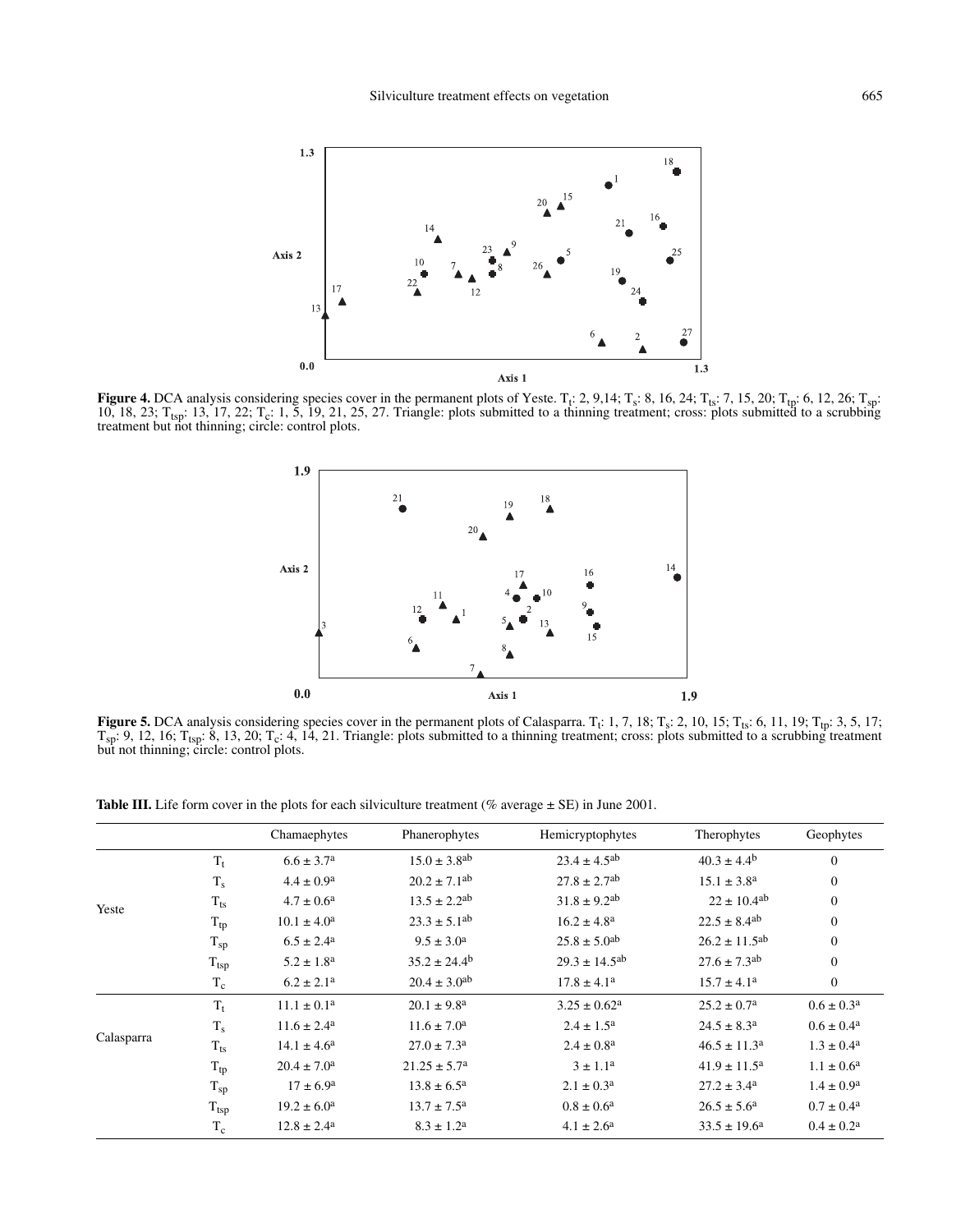**Figure 4.** DCA analysis considering species cover in the permanent plots of Yeste. $T_t$: 2, 9,14; $T_s$: 8, 16, 24; $T_{ts}$: 7, 15, 20; $T_{tp}$: 6, 12, 26; $T_{sp}$: 10, 18, 23; $T_{tsp}$: 13, 17, 22; $T_c$: 1, 5, 19, 21, 25, 27. Triangle: plots submitted to a thinning treatment; cross: plots submitted to a scrubbing treatment but not thinning; circle: control plots.

**Figure 5.** DCA analysis considering species cover in the permanent plots of Calasparra. $T_t$: 1, 7, 18; $T_s$: 2, 10, 15; $T_{ts}$: 6, 11, 19; $T_{tp}$: 3, 5, 17; $T_{sp}$: 9, 12, 16; $T_{tsp}$: 8, 13, 20; $T_c$: 4, 14, 21. Triangle: plots submitted to a thinning treatment; cross: plots submitted to a scrubbing treatment but not thinning; circle: control plots.

**Table III.** Life form cover in the plots for each silviculture treatment (% average ± SE) in June 2001.

| | | Chamaephytes | Phanerophytes | Hemicryptophytes | Therophytes | Geophytes |
|---|---|---|---|---|---|---|
| Yeste | $T_t$ | $6.6 \pm 3.7^{a}$ | $15.0 \pm 3.8^{ab}$ | $23.4 \pm 4.5^{ab}$ | $40.3 \pm 4.4^{b}$ | 0 |
| | $T_s$ | $4.4 \pm 0.9^{a}$ | $20.2 \pm 7.1^{ab}$ | $27.8 \pm 2.7^{ab}$ | $15.1 \pm 3.8^{a}$ | 0 |
| | $T_{ts}$ | $4.7 \pm 0.6^{a}$ | $13.5 \pm 2.2^{ab}$ | $31.8 \pm 9.2^{ab}$ | $22 \pm 10.4^{ab}$ | 0 |
| | $T_{tp}$ | $10.1 \pm 4.0^{a}$ | $23.3 \pm 5.1^{ab}$ | $16.2 \pm 4.8^{a}$ | $22.5 \pm 8.4^{ab}$ | 0 |
| | $T_{sp}$ | $6.5 \pm 2.4^{a}$ | $9.5 \pm 3.0^{a}$ | $25.8 \pm 5.0^{ab}$ | $26.2 \pm 11.5^{ab}$ | 0 |
| | $T_{tsp}$ | $5.2 \pm 1.8^{a}$ | $35.2 \pm 24.4^{b}$ | $29.3 \pm 14.5^{ab}$ | $27.6 \pm 7.3^{ab}$ | 0 |
| | $T_c$ | $6.2 \pm 2.1^{a}$ | $20.4 \pm 3.0^{ab}$ | $17.8 \pm 4.1^{a}$ | $15.7 \pm 4.1^{a}$ | 0 |
| Calasparra | $T_t$ | $11.1 \pm 0.1^{a}$ | $20.1 \pm 9.8^{a}$ | $3.25 \pm 0.62^{a}$ | $25.2 \pm 0.7^{a}$ | $0.6 \pm 0.3^{a}$ |
| | $T_s$ | $11.6 \pm 2.4^{a}$ | $11.6 \pm 7.0^{a}$ | $2.4 \pm 1.5^{a}$ | $24.5 \pm 8.3^{a}$ | $0.6 \pm 0.4^{a}$ |
| | $T_{ts}$ | $14.1 \pm 4.6^{a}$ | $27.0 \pm 7.3^{a}$ | $2.4 \pm 0.8^{a}$ | $46.5 \pm 11.3^{a}$ | $1.3 \pm 0.4^{a}$ |
| | $T_{tp}$ | $20.4 \pm 7.0^{a}$ | $21.25 \pm 5.7^{a}$ | $3 \pm 1.1^{a}$ | $41.9 \pm 11.5^{a}$ | $1.1 \pm 0.6^{a}$ |
| | $T_{sp}$ | $17 \pm 6.9^{a}$ | $13.8 \pm 6.5^{a}$ | $2.1 \pm 0.3^{a}$ | $27.2 \pm 3.4^{a}$ | $1.4 \pm 0.9^{a}$ |
| | $T_{tsp}$ | $19.2 \pm 6.0^{a}$ | $13.7 \pm 7.5^{a}$ | $0.8 \pm 0.6^{a}$ | $26.5 \pm 5.6^{a}$ | $0.7 \pm 0.4^{a}$ |
| | $T_c$ | $12.8 \pm 2.4^{a}$ | $8.3 \pm 1.2^{a}$ | $4.1 \pm 2.6^{a}$ | $33.5 \pm 19.6^{a}$ | $0.4 \pm 0.2^{a}$ |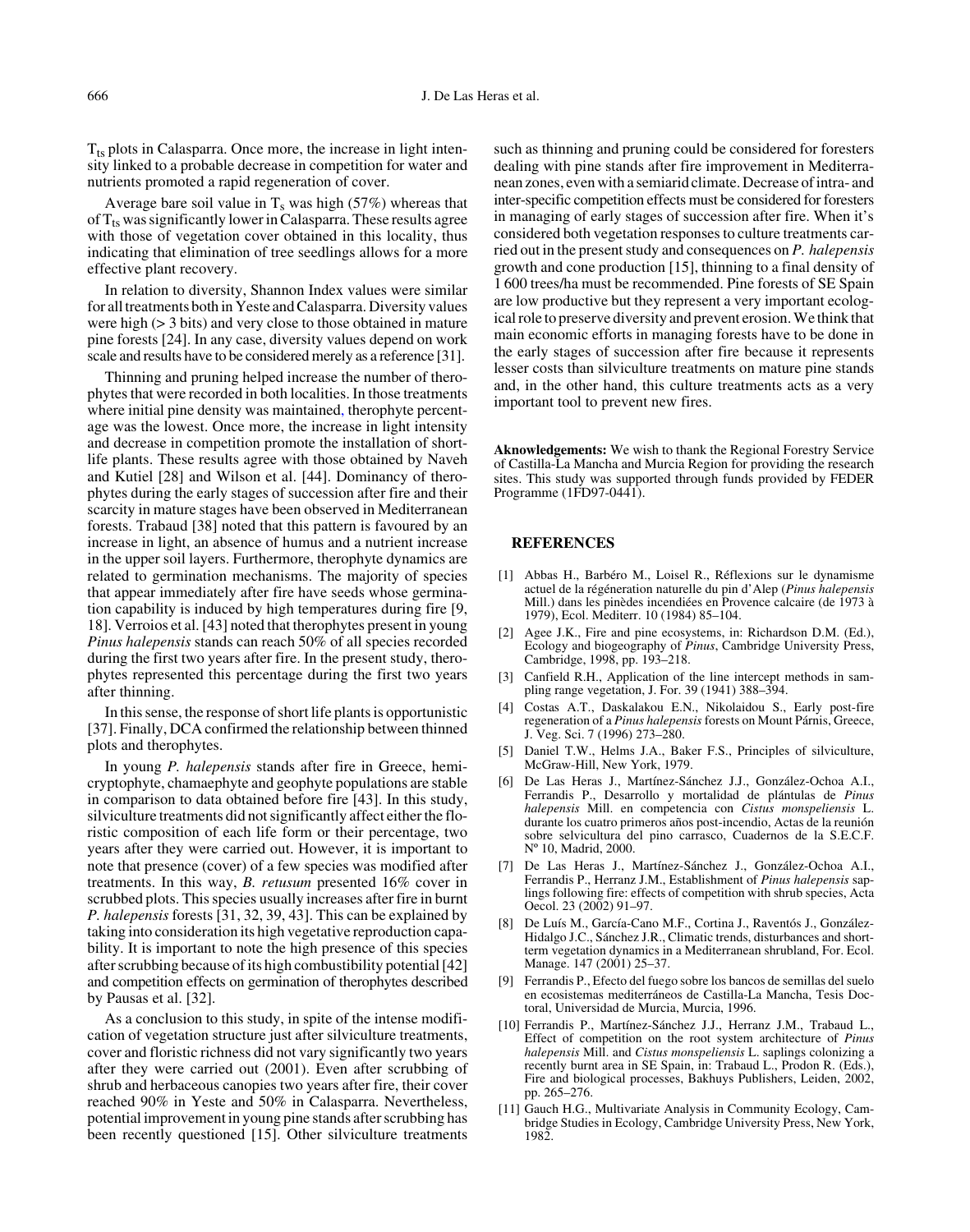$T_{ts}$ plots in Calasparra. Once more, the increase in light intensity linked to a probable decrease in competition for water and nutrients promoted a rapid regeneration of cover.

Average bare soil value in $T_s$ was high (57%) whereas that of $T_{ts}$ was significantly lower in Calasparra. These results agree with those of vegetation cover obtained in this locality, thus indicating that elimination of tree seedlings allows for a more effective plant recovery.

In relation to diversity, Shannon Index values were similar for all treatments both in Yeste and Calasparra. Diversity values were high (> 3 bits) and very close to those obtained in mature pine forests [24]. In any case, diversity values depend on work scale and results have to be considered merely as a reference [31].

Thinning and pruning helped increase the number of therophytes that were recorded in both localities. In those treatments where initial pine density was maintained, therophyte percentage was the lowest. Once more, the increase in light intensity and decrease in competition promote the installation of short-life plants. These results agree with those obtained by Naveh and Kutiel [28] and Wilson et al. [44]. Dominancy of therophytes during the early stages of succession after fire and their scarcity in mature stages have been observed in Mediterranean forests. Trabaud [38] noted that this pattern is favoured by an increase in light, an absence of humus and a nutrient increase in the upper soil layers. Furthermore, therophyte dynamics are related to germination mechanisms. The majority of species that appear immediately after fire have seeds whose germination capability is induced by high temperatures during fire [9, 18]. Verroios et al. [43] noted that therophytes present in young *Pinus halepensis* stands can reach 50% of all species recorded during the first two years after fire. In the present study, therophytes represented this percentage during the first two years after thinning.

In this sense, the response of short life plants is opportunistic [37]. Finally, DCA confirmed the relationship between thinned plots and therophytes.

In young *P. halepensis* stands after fire in Greece, hemicryptophyte, chamaephyte and geophyte populations are stable in comparison to data obtained before fire [43]. In this study, silviculture treatments did not significantly affect either the floristic composition of each life form or their percentage, two years after they were carried out. However, it is important to note that presence (cover) of a few species was modified after treatments. In this way, *B. retusum* presented 16% cover in scrubbed plots. This species usually increases after fire in burnt *P. halepensis* forests [31, 32, 39, 43]. This can be explained by taking into consideration its high vegetative reproduction capability. It is important to note the high presence of this species after scrubbing because of its high combustibility potential [42] and competition effects on germination of therophytes described by Pausas et al. [32].

As a conclusion to this study, in spite of the intense modification of vegetation structure just after silviculture treatments, cover and floristic richness did not vary significantly two years after they were carried out (2001). Even after scrubbing of shrub and herbaceous canopies two years after fire, their cover reached 90% in Yeste and 50% in Calasparra. Nevertheless, potential improvement in young pine stands after scrubbing has been recently questioned [15]. Other silviculture treatments such as thinning and pruning could be considered for foresters dealing with pine stands after fire improvement in Mediterranean zones, even with a semiarid climate. Decrease of intra- and inter-specific competition effects must be considered for foresters in managing of early stages of succession after fire. When it's considered both vegetation responses to culture treatments carried out in the present study and consequences on *P. halepensis* growth and cone production [15], thinning to a final density of 1 600 trees/ha must be recommended. Pine forests of SE Spain are low productive but they represent a very important ecological role to preserve diversity and prevent erosion. We think that main economic efforts in managing forests have to be done in the early stages of succession after fire because it represents lesser costs than silviculture treatments on mature pine stands and, in the other hand, this culture treatments acts as a very important tool to prevent new fires.

**Aknowledgements:** We wish to thank the Regional Forestry Service of Castilla-La Mancha and Murcia Region for providing the research sites. This study was supported through funds provided by FEDER Programme (1FD97-0441).

## REFERENCES

[1] Abbas H., Barbéro M., Loisel R., Réflexions sur le dynamisme actuel de la régéneration naturelle du pin d'Alep (*Pinus halepensis* Mill.) dans les pinèdes incendiées en Provence calcaire (de 1973 à 1979), Ecol. Mediterr. 10 (1984) 85–104.

[2] Agee J.K., Fire and pine ecosystems, in: Richardson D.M. (Ed.), Ecology and biogeography of *Pinus*, Cambridge University Press, Cambridge, 1998, pp. 193–218.

[3] Canfield R.H., Application of the line intercept methods in sampling range vegetation, J. For. 39 (1941) 388–394.

[4] Costas A.T., Daskalakou E.N., Nikolaidou S., Early post-fire regeneration of a *Pinus halepensis* forests on Mount Párnis, Greece, J. Veg. Sci. 7 (1996) 273–280.

[5] Daniel T.W., Helms J.A., Baker F.S., Principles of silviculture, McGraw-Hill, New York, 1979.

[6] De Las Heras J., Martínez-Sánchez J.J., González-Ochoa A.I., Ferrandis P., Desarrollo y mortalidad de plántulas de *Pinus halepensis* Mill. en competencia con *Cistus monspeliensis* L. durante los cuatro primeros años post-incendio, Actas de la reunión sobre selvicultura del pino carrasco, Cuadernos de la S.E.C.F. Nº 10, Madrid, 2000.

[7] De Las Heras J., Martínez-Sánchez J., González-Ochoa A.I., Ferrandis P., Herranz J.M., Establishment of *Pinus halepensis* saplings following fire: effects of competition with shrub species, Acta Oecol. 23 (2002) 91–97.

[8] De Luís M., García-Cano M.F., Cortina J., Raventós J., González-Hidalgo J.C., Sánchez J.R., Climatic trends, disturbances and short-term vegetation dynamics in a Mediterranean shrubland, For. Ecol. Manage. 147 (2001) 25–37.

[9] Ferrandis P., Efecto del fuego sobre los bancos de semillas del suelo en ecosistemas mediterráneos de Castilla-La Mancha, Tesis Doctoral, Universidad de Murcia, Murcia, 1996.

[10] Ferrandis P., Martínez-Sánchez J.J., Herranz J.M., Trabaud L., Effect of competition on the root system architecture of *Pinus halepensis* Mill. and *Cistus monspeliensis* L. saplings colonizing a recently burnt area in SE Spain, in: Trabaud L., Prodon R. (Eds.), Fire and biological processes, Bakhuys Publishers, Leiden, 2002, pp. 265–276.

[11] Gauch H.G., Multivariate Analysis in Community Ecology, Cambridge Studies in Ecology, Cambridge University Press, New York, 1982.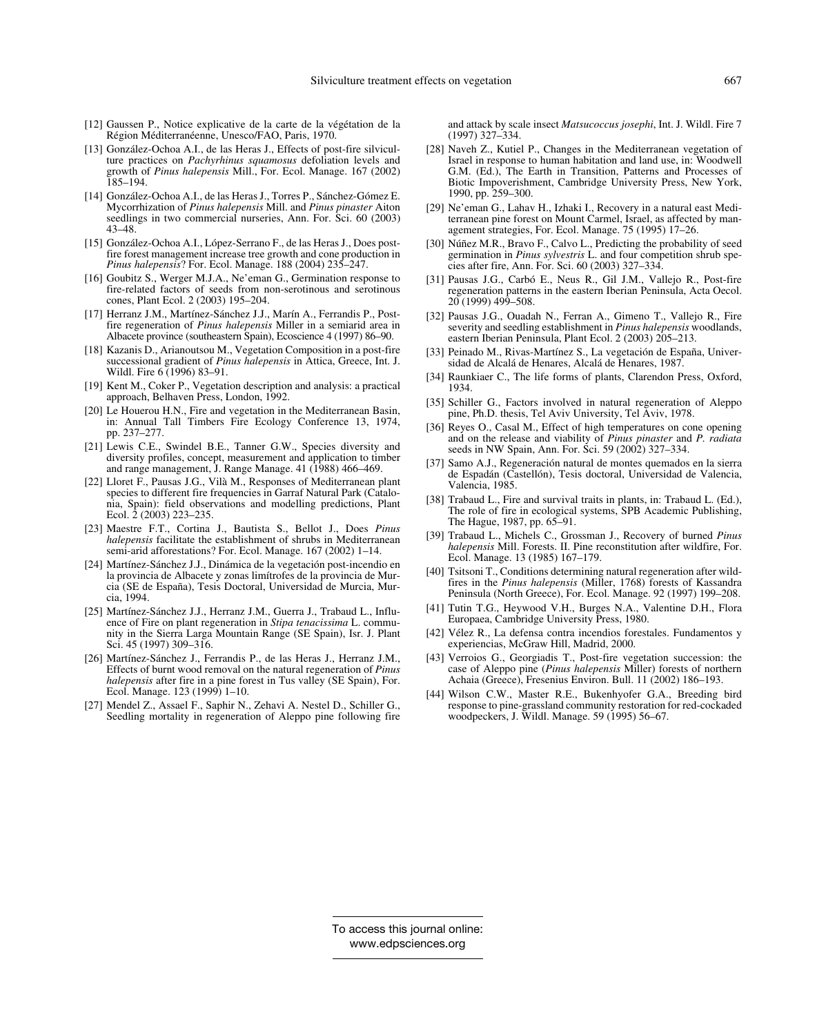[12] Gaussen P., Notice explicative de la carte de la végétation de la Région Méditerranéenne, Unesco/FAO, Paris, 1970.

[13] González-Ochoa A.I., de las Heras J., Effects of post-fire silviculture practices on *Pachyrhinus squamosus* defoliation levels and growth of *Pinus halepensis* Mill., For. Ecol. Manage. 167 (2002) 185–194.

[14] González-Ochoa A.I., de las Heras J., Torres P., Sánchez-Gómez E. Mycorrhization of *Pinus halepensis* Mill. and *Pinus pinaster* Aiton seedlings in two commercial nurseries, Ann. For. Sci. 60 (2003) 43–48.

[15] González-Ochoa A.I., López-Serrano F., de las Heras J., Does post-fire forest management increase tree growth and cone production in *Pinus halepensis*? For. Ecol. Manage. 188 (2004) 235–247.

[16] Goubitz S., Werger M.J.A., Ne'eman G., Germination response to fire-related factors of seeds from non-serotinous and serotinous cones, Plant Ecol. 2 (2003) 195–204.

[17] Herranz J.M., Martínez-Sánchez J.J., Marín A., Ferrandis P., Post-fire regeneration of *Pinus halepensis* Miller in a semiarid area in Albacete province (southeastern Spain), Ecoscience 4 (1997) 86–90.

[18] Kazanis D., Arianoutsou M., Vegetation Composition in a post-fire successional gradient of *Pinus halepensis* in Attica, Greece, Int. J. Wildl. Fire 6 (1996) 83–91.

[19] Kent M., Coker P., Vegetation description and analysis: a practical approach, Belhaven Press, London, 1992.

[20] Le Houerou H.N., Fire and vegetation in the Mediterranean Basin, in: Annual Tall Timbers Fire Ecology Conference 13, 1974, pp. 237–277.

[21] Lewis C.E., Swindel B.E., Tanner G.W., Species diversity and diversity profiles, concept, measurement and application to timber and range management, J. Range Manage. 41 (1988) 466–469.

[22] Lloret F., Pausas J.G., Vilà M., Responses of Mediterranean plant species to different fire frequencies in Garraf Natural Park (Catalonia, Spain): field observations and modelling predictions, Plant Ecol. 2 (2003) 223–235.

[23] Maestre F.T., Cortina J., Bautista S., Bellot J., Does *Pinus halepensis* facilitate the establishment of shrubs in Mediterranean semi-arid afforestations? For. Ecol. Manage. 167 (2002) 1–14.

[24] Martínez-Sánchez J.J., Dinámica de la vegetación post-incendio en la provincia de Albacete y zonas limítrofes de la provincia de Murcia (SE de España), Tesis Doctoral, Universidad de Murcia, Murcia, 1994.

[25] Martínez-Sánchez J.J., Herranz J.M., Guerra J., Trabaud L., Influence of Fire on plant regeneration in *Stipa tenacissima* L. community in the Sierra Larga Mountain Range (SE Spain), Isr. J. Plant Sci. 45 (1997) 309–316.

[26] Martínez-Sánchez J., Ferrandis P., de las Heras J., Herranz J.M., Effects of burnt wood removal on the natural regeneration of *Pinus halepensis* after fire in a pine forest in Tus valley (SE Spain), For. Ecol. Manage. 123 (1999) 1–10.

[27] Mendel Z., Assael F., Saphir N., Zehavi A. Nestel D., Schiller G., Seedling mortality in regeneration of Aleppo pine following fire and attack by scale insect *Matsucoccus josephi*, Int. J. Wildl. Fire 7 (1997) 327–334.

[28] Naveh Z., Kutiel P., Changes in the Mediterranean vegetation of Israel in response to human habitation and land use, in: Woodwell G.M. (Ed.), The Earth in Transition, Patterns and Processes of Biotic Impoverishment, Cambridge University Press, New York, 1990, pp. 259–300.

[29] Ne'eman G., Lahav H., Izhaki I., Recovery in a natural east Mediterranean pine forest on Mount Carmel, Israel, as affected by management strategies, For. Ecol. Manage. 75 (1995) 17–26.

[30] Núñez M.R., Bravo F., Calvo L., Predicting the probability of seed germination in *Pinus sylvestris* L. and four competition shrub species after fire, Ann. For. Sci. 60 (2003) 327–334.

[31] Pausas J.G., Carbó E., Neus R., Gil J.M., Vallejo R., Post-fire regeneration patterns in the eastern Iberian Peninsula, Acta Oecol. 20 (1999) 499–508.

[32] Pausas J.G., Ouadah N., Ferran A., Gimeno T., Vallejo R., Fire severity and seedling establishment in *Pinus halepensis* woodlands, eastern Iberian Peninsula, Plant Ecol. 2 (2003) 205–213.

[33] Peinado M., Rivas-Martínez S., La vegetación de España, Universidad de Alcalá de Henares, Alcalá de Henares, 1987.

[34] Raunkiaer C., The life forms of plants, Clarendon Press, Oxford, 1934.

[35] Schiller G., Factors involved in natural regeneration of Aleppo pine, Ph.D. thesis, Tel Aviv University, Tel Aviv, 1978.

[36] Reyes O., Casal M., Effect of high temperatures on cone opening and on the release and viability of *Pinus pinaster* and *P. radiata* seeds in NW Spain, Ann. For. Sci. 59 (2002) 327–334.

[37] Samo A.J., Regeneración natural de montes quemados en la sierra de Espadán (Castellón), Tesis doctoral, Universidad de Valencia, Valencia, 1985.

[38] Trabaud L., Fire and survival traits in plants, in: Trabaud L. (Ed.), The role of fire in ecological systems, SPB Academic Publishing, The Hague, 1987, pp. 65–91.

[39] Trabaud L., Michels C., Grossman J., Recovery of burned *Pinus halepensis* Mill. Forests. II. Pine reconstitution after wildfire, For. Ecol. Manage. 13 (1985) 167–179.

[40] Tsitsoni T., Conditions determining natural regeneration after wildfires in the *Pinus halepensis* (Miller, 1768) forests of Kassandra Peninsula (North Greece), For. Ecol. Manage. 92 (1997) 199–208.

[41] Tutin T.G., Heywood V.H., Burges N.A., Valentine D.H., Flora Europaea, Cambridge University Press, 1980.

[42] Vélez R., La defensa contra incendios forestales. Fundamentos y experiencias, McGraw Hill, Madrid, 2000.

[43] Verroios G., Georgiadis T., Post-fire vegetation succession: the case of Aleppo pine (*Pinus halepensis* Miller) forests of northern Achaia (Greece), Fresenius Environ. Bull. 11 (2002) 186–193.

[44] Wilson C.W., Master R.E., Bukenhyofer G.A., Breeding bird response to pine-grassland community restoration for red-cockaded woodpeckers, J. Wildl. Manage. 59 (1995) 56–67.

To access this journal online:
www.edpsciences.org